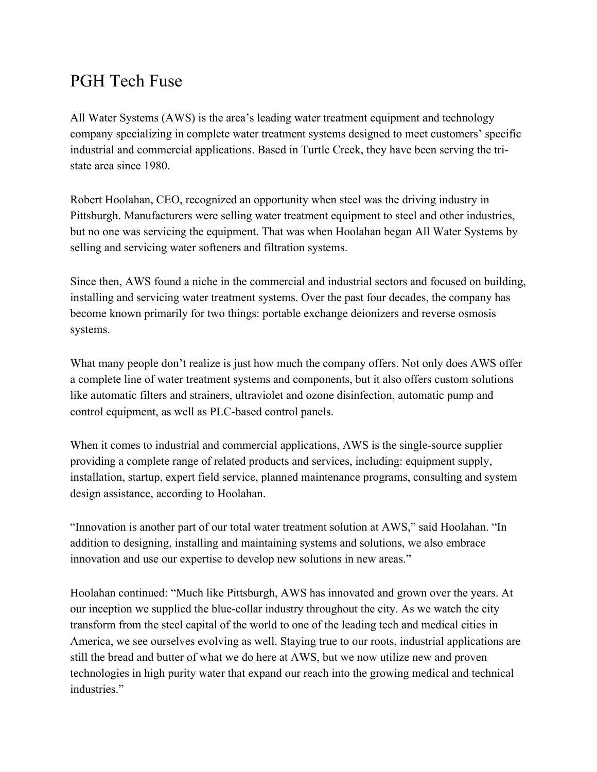# PGH Tech Fuse

All Water Systems (AWS) is the area's leading water treatment equipment and technology company specializing in complete water treatment systems designed to meet customers' specific industrial and commercial applications. Based in Turtle Creek, they have been serving the tri-state area since 1980.

Robert Hoolahan, CEO, recognized an opportunity when steel was the driving industry in Pittsburgh. Manufacturers were selling water treatment equipment to steel and other industries, but no one was servicing the equipment. That was when Hoolahan began All Water Systems by selling and servicing water softeners and filtration systems.

Since then, AWS found a niche in the commercial and industrial sectors and focused on building, installing and servicing water treatment systems. Over the past four decades, the company has become known primarily for two things: portable exchange deionizers and reverse osmosis systems.

What many people don't realize is just how much the company offers. Not only does AWS offer a complete line of water treatment systems and components, but it also offers custom solutions like automatic filters and strainers, ultraviolet and ozone disinfection, automatic pump and control equipment, as well as PLC-based control panels.

When it comes to industrial and commercial applications, AWS is the single-source supplier providing a complete range of related products and services, including: equipment supply, installation, startup, expert field service, planned maintenance programs, consulting and system design assistance, according to Hoolahan.

"Innovation is another part of our total water treatment solution at AWS," said Hoolahan. "In addition to designing, installing and maintaining systems and solutions, we also embrace innovation and use our expertise to develop new solutions in new areas."

Hoolahan continued: "Much like Pittsburgh, AWS has innovated and grown over the years. At our inception we supplied the blue-collar industry throughout the city. As we watch the city transform from the steel capital of the world to one of the leading tech and medical cities in America, we see ourselves evolving as well. Staying true to our roots, industrial applications are still the bread and butter of what we do here at AWS, but we now utilize new and proven technologies in high purity water that expand our reach into the growing medical and technical industries."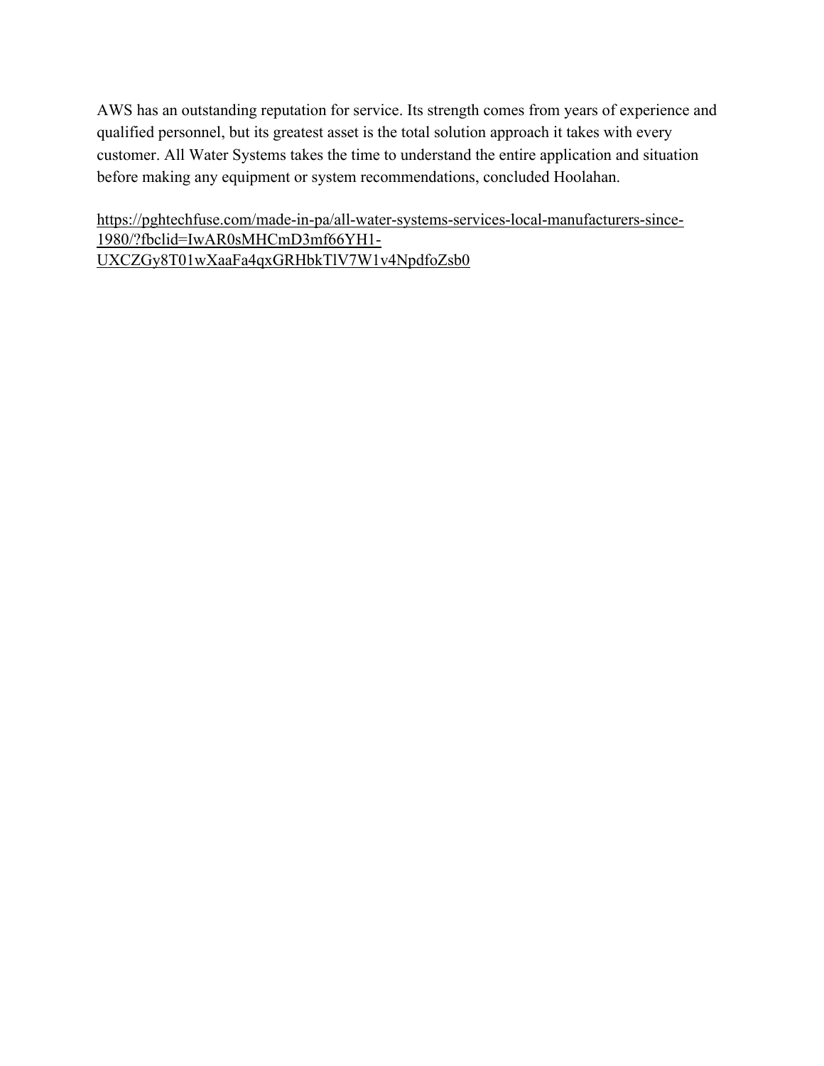AWS has an outstanding reputation for service. Its strength comes from years of experience and qualified personnel, but its greatest asset is the total solution approach it takes with every customer. All Water Systems takes the time to understand the entire application and situation before making any equipment or system recommendations, concluded Hoolahan.

https://pghtechfuse.com/made-in-pa/all-water-systems-services-local-manufacturers-since-1980/?fbclid=IwAR0sMHCmD3mf66YH1-UXCZGy8T01wXaaFa4qxGRHbkTlV7W1v4NpdfoZsb0